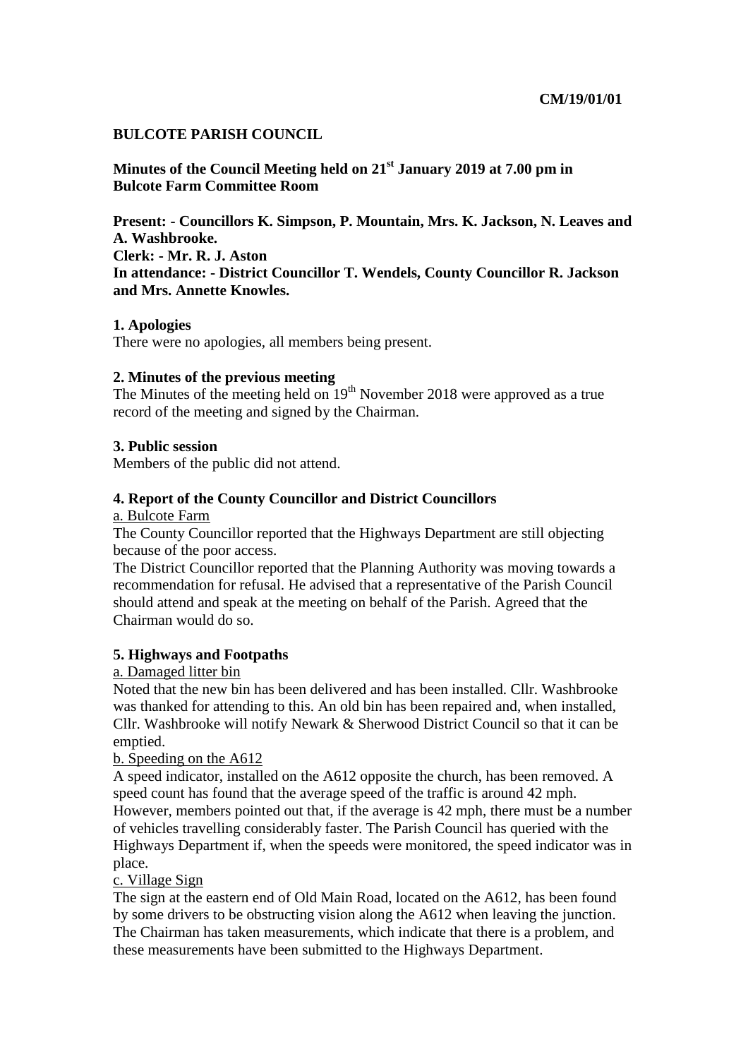**CM/19/01/01**

# BULCOTE PARISH COUNCIL

## Minutes of the Council Meeting held on 21st January 2019 at 7.00 pm in Bulcote Farm Committee Room

**Present: - Councillors K. Simpson, P. Mountain, Mrs. K. Jackson, N. Leaves and A. Washbrooke.**
**Clerk: - Mr. R. J. Aston**
**In attendance: - District Councillor T. Wendels, County Councillor R. Jackson and Mrs. Annette Knowles.**

### 1. Apologies

There were no apologies, all members being present.

### 2. Minutes of the previous meeting

The Minutes of the meeting held on 19th November 2018 were approved as a true record of the meeting and signed by the Chairman.

### 3. Public session

Members of the public did not attend.

### 4. Report of the County Councillor and District Councillors

a. Bulcote Farm

The County Councillor reported that the Highways Department are still objecting because of the poor access.

The District Councillor reported that the Planning Authority was moving towards a recommendation for refusal. He advised that a representative of the Parish Council should attend and speak at the meeting on behalf of the Parish. Agreed that the Chairman would do so.

### 5. Highways and Footpaths

a. Damaged litter bin

Noted that the new bin has been delivered and has been installed. Cllr. Washbrooke was thanked for attending to this. An old bin has been repaired and, when installed, Cllr. Washbrooke will notify Newark & Sherwood District Council so that it can be emptied.

b. Speeding on the A612

A speed indicator, installed on the A612 opposite the church, has been removed. A speed count has found that the average speed of the traffic is around 42 mph. However, members pointed out that, if the average is 42 mph, there must be a number of vehicles travelling considerably faster. The Parish Council has queried with the Highways Department if, when the speeds were monitored, the speed indicator was in place.

c. Village Sign

The sign at the eastern end of Old Main Road, located on the A612, has been found by some drivers to be obstructing vision along the A612 when leaving the junction. The Chairman has taken measurements, which indicate that there is a problem, and these measurements have been submitted to the Highways Department.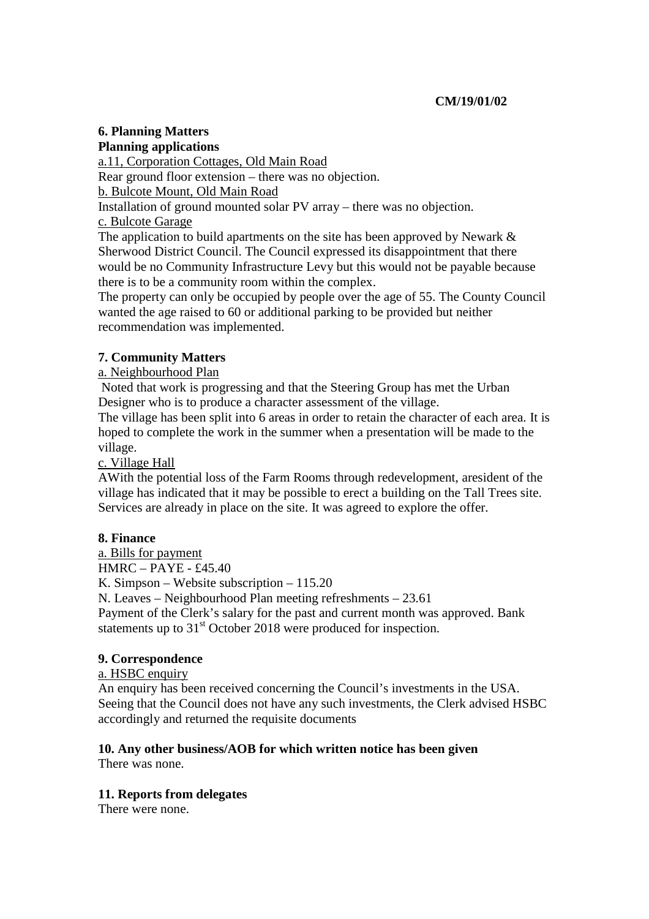**CM/19/01/02**

**6. Planning Matters**

**Planning applications**

a.11, Corporation Cottages, Old Main Road

Rear ground floor extension – there was no objection.

b. Bulcote Mount, Old Main Road

Installation of ground mounted solar PV array – there was no objection.

c. Bulcote Garage

The application to build apartments on the site has been approved by Newark & Sherwood District Council. The Council expressed its disappointment that there would be no Community Infrastructure Levy but this would not be payable because there is to be a community room within the complex.

The property can only be occupied by people over the age of 55. The County Council wanted the age raised to 60 or additional parking to be provided but neither recommendation was implemented.

**7. Community Matters**

a. Neighbourhood Plan

Noted that work is progressing and that the Steering Group has met the Urban Designer who is to produce a character assessment of the village.

The village has been split into 6 areas in order to retain the character of each area. It is hoped to complete the work in the summer when a presentation will be made to the village.

c. Village Hall

AWith the potential loss of the Farm Rooms through redevelopment, aresident of the village has indicated that it may be possible to erect a building on the Tall Trees site. Services are already in place on the site. It was agreed to explore the offer.

**8. Finance**

a. Bills for payment

HMRC – PAYE - £45.40

K. Simpson – Website subscription – 115.20

N. Leaves – Neighbourhood Plan meeting refreshments – 23.61

Payment of the Clerk's salary for the past and current month was approved. Bank statements up to 31st October 2018 were produced for inspection.

**9. Correspondence**

a. HSBC enquiry

An enquiry has been received concerning the Council's investments in the USA. Seeing that the Council does not have any such investments, the Clerk advised HSBC accordingly and returned the requisite documents

**10. Any other business/AOB for which written notice has been given**

There was none.

**11. Reports from delegates**

There were none.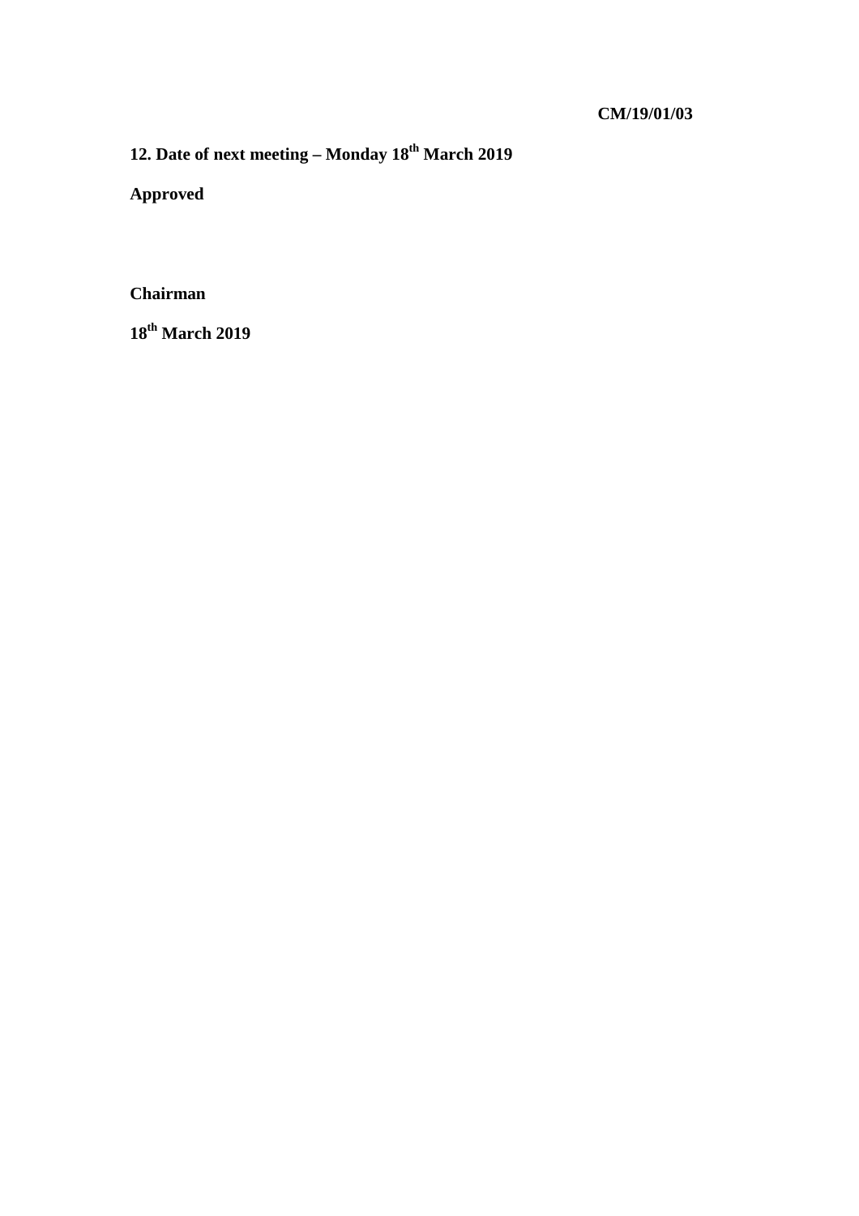**CM/19/01/03**

**12. Date of next meeting – Monday 18th March 2019**

**Approved**

**Chairman**

**18th March 2019**